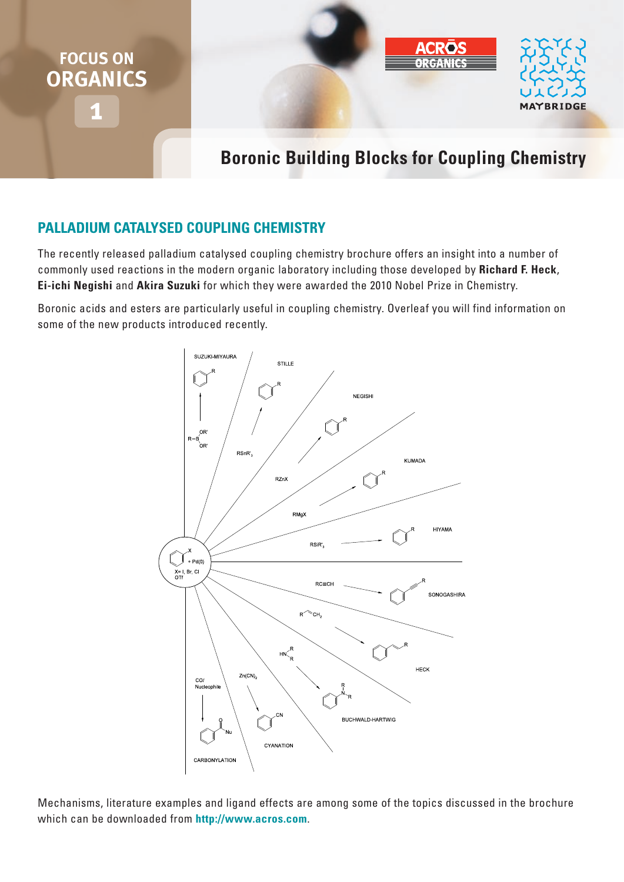FOCUS ON
ORGANICS
1

# Boronic Building Blocks for Coupling Chemistry

## PALLADIUM CATALYSED COUPLING CHEMISTRY

The recently released palladium catalysed coupling chemistry brochure offers an insight into a number of commonly used reactions in the modern organic laboratory including those developed by **Richard F. Heck**, **Ei-ichi Negishi** and **Akira Suzuki** for which they were awarded the 2010 Nobel Prize in Chemistry.

Boronic acids and esters are particularly useful in coupling chemistry. Overleaf you will find information on some of the new products introduced recently.

Mechanisms, literature examples and ligand effects are among some of the topics discussed in the brochure which can be downloaded from **http://www.acros.com**.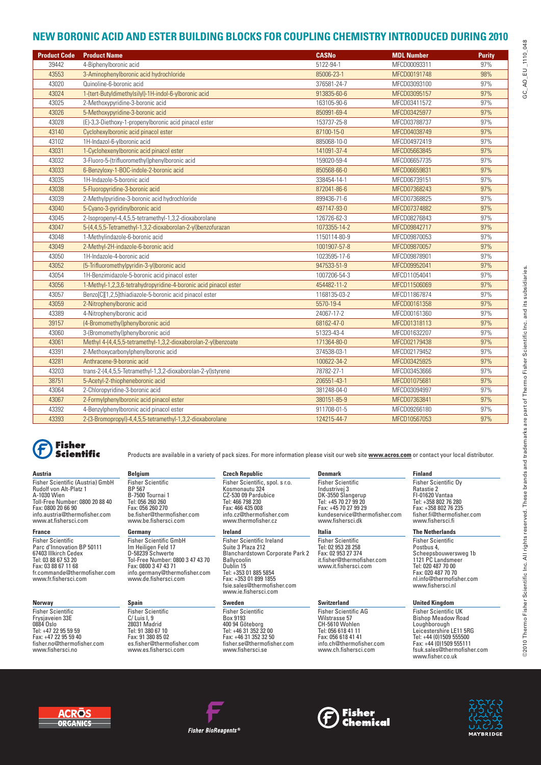# NEW BORONIC ACID AND ESTER BUILDING BLOCKS FOR COUPLING CHEMISTRY INTRODUCED DURING 2010

| Product Code | Product Name | CASNo | MDL Number | Purity |
|---|---|---|---|---|
| 39442 | 4-Biphenylboronic acid | 5122-94-1 | MFCD00093311 | 97% |
| 43553 | 3-Aminophenylboronic acid hydrochloride | 85006-23-1 | MFCD00191748 | 98% |
| 43020 | Quinoline-6-boronic acid | 376581-24-7 | MFCD03093100 | 97% |
| 43024 | 1-(tert-Butyldimethylsilyl)-1H-indol-6-ylboronic acid | 913835-60-6 | MFCD03095157 | 97% |
| 43025 | 2-Methoxypyridine-3-boronic acid | 163105-90-6 | MFCD03411572 | 97% |
| 43026 | 5-Methoxypyridine-3-boronic acid | 850991-69-4 | MFCD03425977 | 97% |
| 43028 | (E)-3,3-Diethoxy-1-propenylboronic acid pinacol ester | 153737-25-8 | MFCD03788737 | 97% |
| 43140 | Cyclohexylboronic acid pinacol ester | 87100-15-0 | MFCD04038749 | 97% |
| 43102 | 1H-Indazol-6-ylboronic acid | 885068-10-0 | MFCD04972419 | 97% |
| 43031 | 1-Cyclohexenylboronic acid pinacol ester | 141091-37-4 | MFCD05663845 | 97% |
| 43032 | 3-Fluoro-5-(trifluoromethyl)phenylboronic acid | 159020-59-4 | MFCD06657735 | 97% |
| 43033 | 6-Benzyloxy-1-BOC-indole-2-boronic acid | 850568-66-0 | MFCD06659831 | 97% |
| 43035 | 1H-Indazole-5-boronic acid | 338454-14-1 | MFCD06739151 | 97% |
| 43038 | 5-Fluoropyridine-3-boronic acid | 872041-86-6 | MFCD07368243 | 97% |
| 43039 | 2-Methylpyridine-3-boronic acid hydrochloride | 899436-71-6 | MFCD07368825 | 97% |
| 43040 | 5-Cyano-3-pyridinylboronic acid | 497147-93-0 | MFCD07374882 | 97% |
| 43045 | 2-Isopropenyl-4,4,5,5-tetramethyl-1,3,2-dioxaborolane | 126726-62-3 | MFCD08276843 | 97% |
| 43047 | 5-(4,4,5,5-Tetramethyl-1,3,2-dioxaborolan-2-yl)benzofurazan | 1073355-14-2 | MFCD09842717 | 97% |
| 43048 | 1-Methylindazole-6-boronic acid | 1150114-80-9 | MFCD09870053 | 97% |
| 43049 | 2-Methyl-2H-indazole-6-boronic acid | 1001907-57-8 | MFCD09870057 | 97% |
| 43050 | 1H-Indazole-4-boronic acid | 1023595-17-6 | MFCD09878901 | 97% |
| 43052 | (5-Trifluoromethylpyridin-3-yl)boronic acid | 947533-51-9 | MFCD09952041 | 97% |
| 43054 | 1H-Benzimidazole-5-boronic acid pinacol ester | 1007206-54-3 | MFCD11054041 | 97% |
| 43056 | 1-Methyl-1,2,3,6-tetrahydropyridine-4-boronic acid pinacol ester | 454482-11-2 | MFCD11506069 | 97% |
| 43057 | Benzo[C][1,2,5]thiadiazole-5-boronic acid pinacol ester | 1168135-03-2 | MFCD11867874 | 97% |
| 43059 | 2-Nitrophenylboronic acid | 5570-19-4 | MFCD00161358 | 97% |
| 43389 | 4-Nitrophenylboronic acid | 24067-17-2 | MFCD00161360 | 97% |
| 39157 | (4-Bromomethyl)phenylboronic acid | 68162-47-0 | MFCD01318113 | 97% |
| 43060 | 3-(Bromomethyl)phenylboronic acid | 51323-43-4 | MFCD01632207 | 97% |
| 43061 | Methyl 4-(4,4,5,5-tetramethyl-1,3,2-dioxaborolan-2-yl)benzoate | 171364-80-0 | MFCD02179438 | 97% |
| 43391 | 2-Methoxycarbonylphenylboronic acid | 374538-03-1 | MFCD02179452 | 97% |
| 43281 | Anthracene-9-boronic acid | 100622-34-2 | MFCD03425925 | 97% |
| 43203 | trans-2-(4,4,5,5-Tetramethyl-1,3,2-dioxaborolan-2-yl)styrene | 78782-27-1 | MFCD03453666 | 97% |
| 38751 | 5-Acetyl-2-thiopheneboronic acid | 206551-43-1 | MFCD01075681 | 97% |
| 43064 | 2-Chloropyridine-3-boronic acid | 381248-04-0 | MFCD03094997 | 97% |
| 43067 | 2-Formylphenylboronic acid pinacol ester | 380151-85-9 | MFCD07363841 | 97% |
| 43392 | 4-Benzylphenylboronic acid pinacol ester | 911708-01-5 | MFCD09266180 | 97% |
| 43393 | 2-(3-Bromopropyl)-4,4,5,5-tetramethyl-1,3,2-dioxaborolane | 124215-44-7 | MFCD10567053 | 97% |

Fisher Scientific

Products are available in a variety of pack sizes. For more information please visit our web site **www.acros.com** or contact your local distributor.

**Austria**
Fisher Scientific (Austria) GmbH
Rudolf von Alt-Platz 1
A-1030 Wien
Toll-Free Number: 0800 20 88 40
Fax: 0800 20 66 90
info.austria@thermofisher.com
www.at.fishersci.com

**Belgium**
Fisher Scientific
BP 567
B-7500 Tournai 1
Tel: 056 260 260
Fax: 056 260 270
be.fisher@thermofisher.com
www.be.fishersci.com

**Czech Republic**
Fisher Scientific, spol. s r.o.
Kosmonautu 324
CZ-530 09 Pardubice
Tel: 466 798 230
Fax: 466 435 008
info.cz@thermofisher.com
www.thermofisher.cz

**Denmark**
Fisher Scientific
Industrivej 3
DK-3550 Slangerup
Tel: +45 70 27 99 20
Fax: +45 70 27 99 29
kundeservice@thermofisher.com
www.fishersci.dk

**Finland**
Fisher Scientific Oy
Ratastie 2
FI-01620 Vantaa
Tel: +358 802 76 280
Fax: +358 802 76 235
fisher.fi@thermofisher.com
www.fishersci.fi

**France**
Fisher Scientific
Parc d'Innovation BP 50111
67403 Illkirch Cedex
Tel: 03 88 67 53 20
Fax: 03 88 67 11 68
fr.commande@thermofisher.com
www.fr.fishersci.com

**Germany**
Fisher Scientific GmbH
Im Heiligen Feld 17
D-58239 Schwerte
Tol-Free Number: 0800 3 47 43 70
Fax: 0800 3 47 43 71
info.germany@thermofisher.com
www.de.fishersci.com

**Ireland**
Fisher Scientific Ireland
Suite 3 Plaza 212
Blanchardstown Corporate Park 2
Ballycoolin
Dublin 15
Tel: +353 01 885 5854
Fax: +353 01 899 1855
fsie.sales@thermofisher.com
www.ie.fishersci.com

**Italia**
Fisher Scientific
Tel: 02 953 28 258
Fax: 02 953 27 374
it.fisher@thermofisher.com
www.it.fishersci.com

**The Netherlands**
Fisher Scientific
Postbus 4,
Scheepsbouwersweg 1b
1121 PC Landsmeer
Tel: 020 487 70 00
Fax: 020 487 70 70
nl.info@thermofisher.com
www.fishersci.nl

**Norway**
Fisher Scientific
Frysjaveien 33E
0884 Oslo
Tel: +47 22 95 59 59
Fax: +47 22 95 59 40
fisher.no@thermofisher.com
www.fishersci.no

**Spain**
Fisher Scientific
C/ Luis I, 9
28031 Madrid
Tel: 91 380 67 10
Fax: 91 380 85 02
es.fisher@thermofisher.com
www.es.fishersci.com

**Sweden**
Fisher Scientific
Box 9193
400 94 Göteborg
Tel: +46 31 352 32 00
Fax: +46 31 352 32 50
fisher.se@thermofisher.com
www.fishersci.se

**Switzerland**
Fisher Scientific AG
Wilstrasse 57
CH-5610 Wohlen
Tel: 056 618 41 11
Fax: 056 618 41 41
info.ch@thermofisher.com
www.ch.fishersci.com

**United Kingdom**
Fisher Scientific UK
Bishop Meadow Road
Loughborough
Leicestershire LE11 5RG
Tel: +44 (0)1509 555500
Fax: +44 (0)1509 555111
fsuk.sales@thermofisher.com
www.fisher.co.uk

ACROS ORGANICS    Fisher BioReagents®    Fisher Chemical    MAYBRIDGE

©2010 Thermo Fisher Scientific Inc. All rights reserved. These brands and trademarks are part of Thermo Fisher Scientific Inc. and its subsidiaries.

GC_AO_EU_1110_048